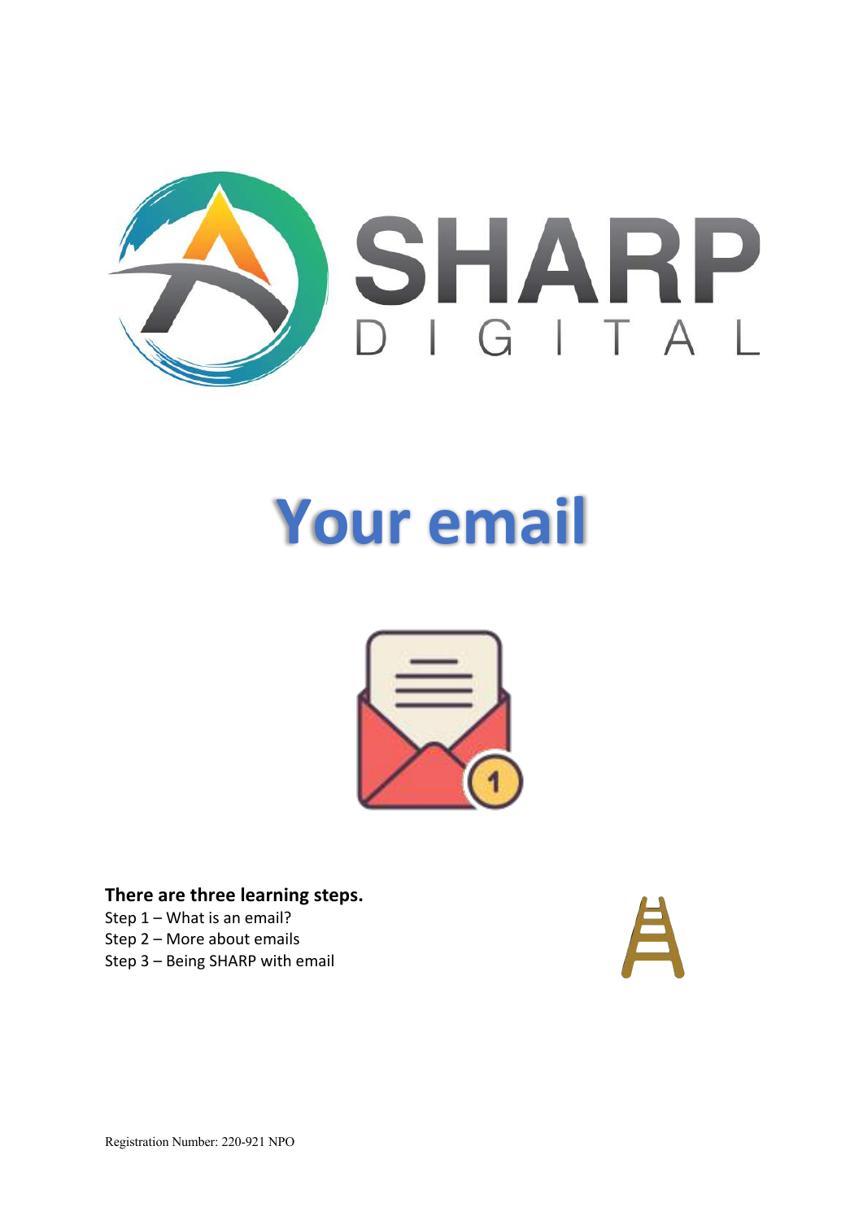SHARP DIGITAL

# Your email

**There are three learning steps.**

Step 1 – What is an email?
Step 2 – More about emails
Step 3 – Being SHARP with email

Registration Number: 220-921 NPO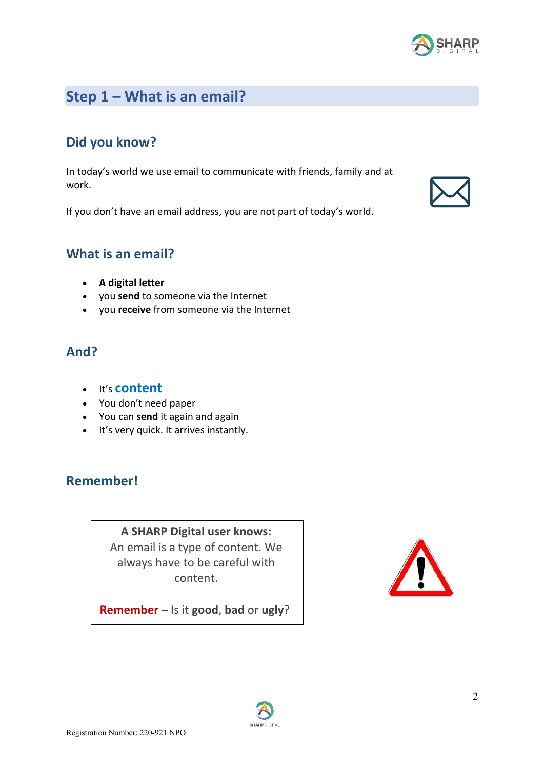## Step 1 – What is an email?

### Did you know?

In today's world we use email to communicate with friends, family and at work.

If you don't have an email address, you are not part of today's world.

### What is an email?

- **A digital letter**
- you **send** to someone via the Internet
- you **receive** from someone via the Internet

### And?

- It's **content**
- You don't need paper
- You can **send** it again and again
- It's very quick. It arrives instantly.

### Remember!

**A SHARP Digital user knows:**
An email is a type of content. We always have to be careful with content.

**Remember** – Is it **good**, **bad** or **ugly**?

Registration Number: 220-921 NPO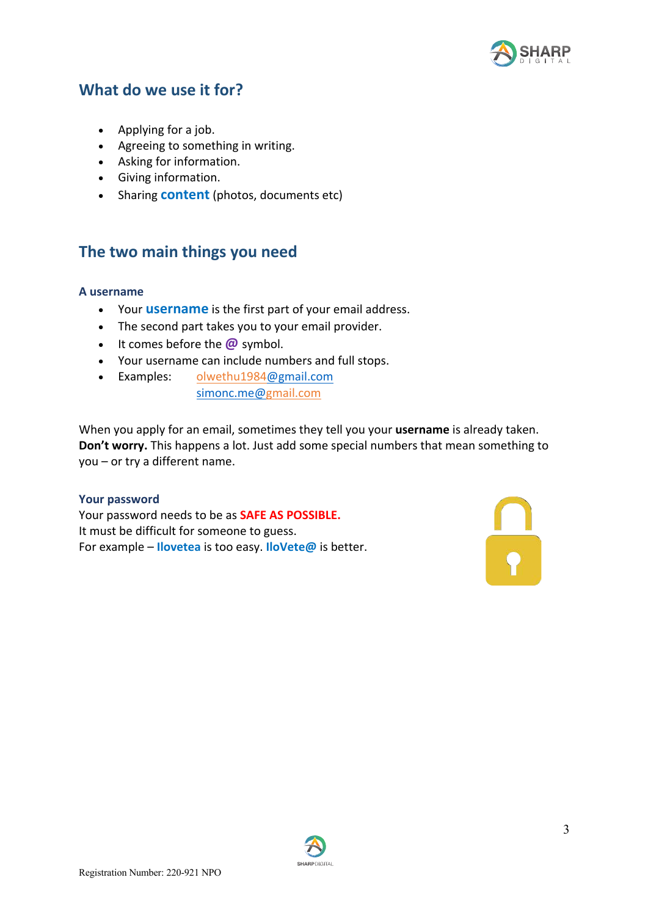## What do we use it for?

- Applying for a job.
- Agreeing to something in writing.
- Asking for information.
- Giving information.
- Sharing **content** (photos, documents etc)

## The two main things you need

### A username

- Your **username** is the first part of your email address.
- The second part takes you to your email provider.
- It comes before the **@** symbol.
- Your username can include numbers and full stops.
- Examples: olwethu1984@gmail.com
  simonc.me@gmail.com

When you apply for an email, sometimes they tell you your **username** is already taken. **Don't worry.** This happens a lot. Just add some special numbers that mean something to you – or try a different name.

### Your password

Your password needs to be as **SAFE AS POSSIBLE.**
It must be difficult for someone to guess.
For example – **Ilovetea** is too easy. **IloVete@** is better.

Registration Number: 220-921 NPO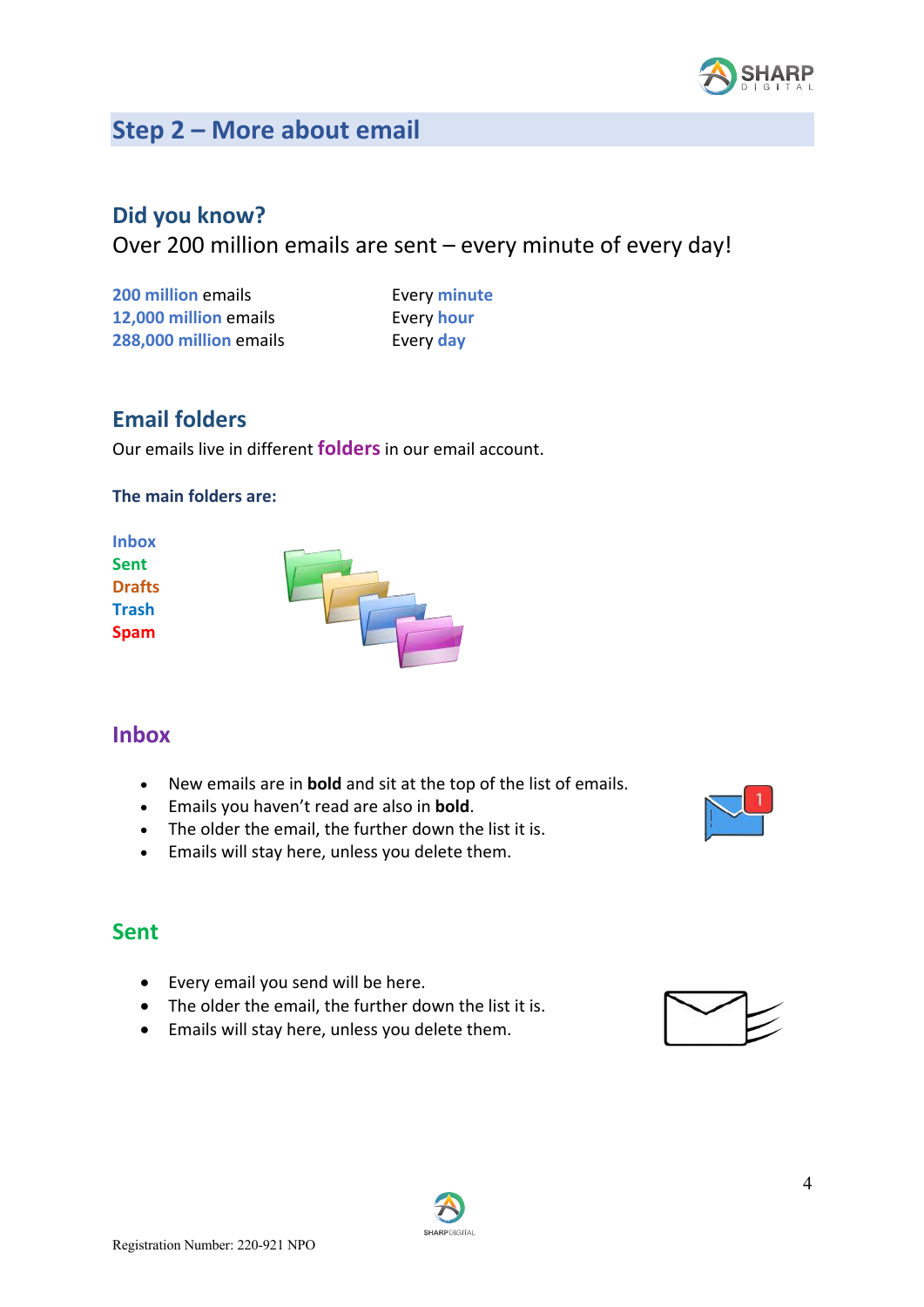## Step 2 – More about email

### Did you know?

Over 200 million emails are sent – every minute of every day!

| | |
|---|---|
| 200 million emails | Every minute |
| 12,000 million emails | Every hour |
| 288,000 million emails | Every day |

### Email folders

Our emails live in different **folders** in our email account.

**The main folders are:**

Inbox
Sent
Drafts
Trash
Spam

### Inbox

- New emails are in **bold** and sit at the top of the list of emails.
- Emails you haven't read are also in **bold**.
- The older the email, the further down the list it is.
- Emails will stay here, unless you delete them.

### Sent

- Every email you send will be here.
- The older the email, the further down the list it is.
- Emails will stay here, unless you delete them.

Registration Number: 220-921 NPO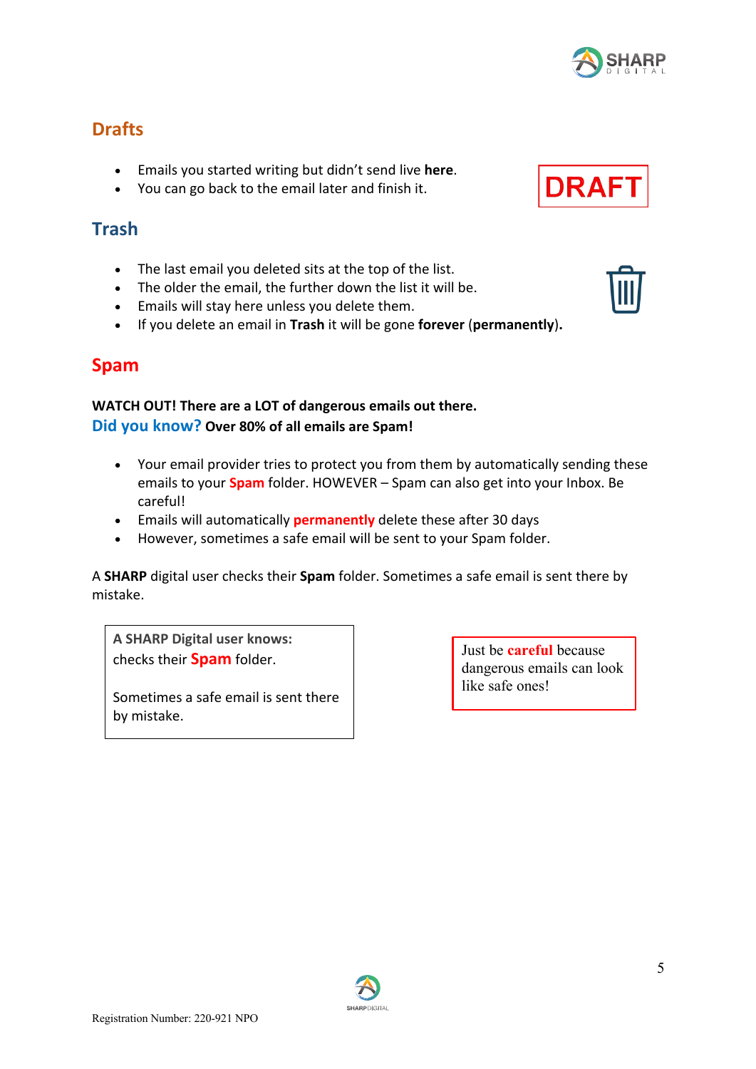## Drafts

- Emails you started writing but didn't send live **here**.
- You can go back to the email later and finish it.

DRAFT

## Trash

- The last email you deleted sits at the top of the list.
- The older the email, the further down the list it will be.
- Emails will stay here unless you delete them.
- If you delete an email in **Trash** it will be gone **forever** (**permanently**).

## Spam

**WATCH OUT! There are a LOT of dangerous emails out there.**
**Did you know? Over 80% of all emails are Spam!**

- Your email provider tries to protect you from them by automatically sending these emails to your **Spam** folder. HOWEVER – Spam can also get into your Inbox. Be careful!
- Emails will automatically **permanently** delete these after 30 days
- However, sometimes a safe email will be sent to your Spam folder.

A **SHARP** digital user checks their **Spam** folder. Sometimes a safe email is sent there by mistake.

**A SHARP Digital user knows:**
checks their **Spam** folder.

Sometimes a safe email is sent there by mistake.

Just be **careful** because dangerous emails can look like safe ones!

Registration Number: 220-921 NPO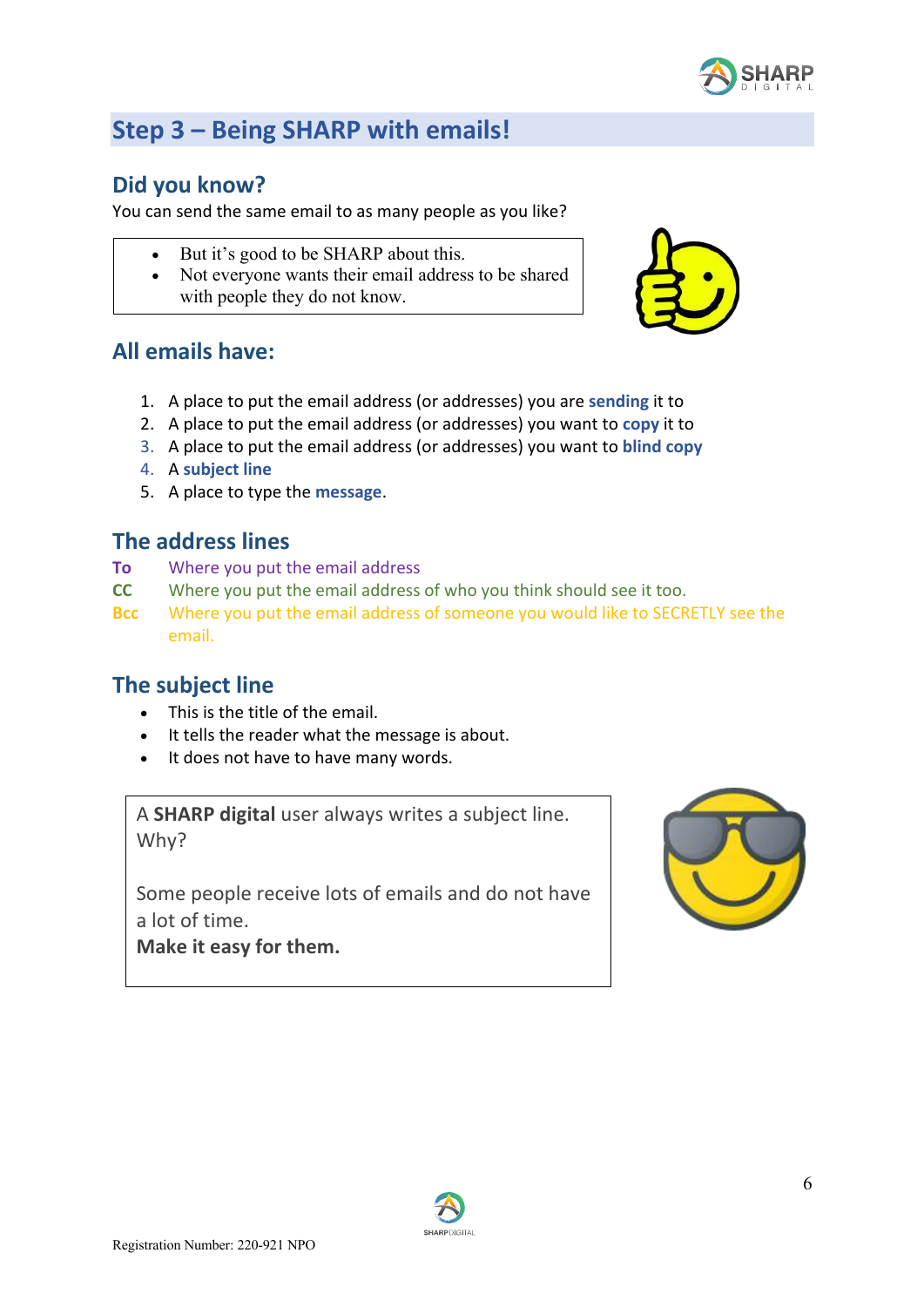## Step 3 – Being SHARP with emails!

### Did you know?

You can send the same email to as many people as you like?

- But it's good to be SHARP about this.
- Not everyone wants their email address to be shared with people they do not know.

### All emails have:

1. A place to put the email address (or addresses) you are **sending** it to
2. A place to put the email address (or addresses) you want to **copy** it to
3. A place to put the email address (or addresses) you want to **blind copy**
4. A **subject line**
5. A place to type the **message**.

### The address lines

**To** Where you put the email address

**CC** Where you put the email address of who you think should see it too.

**Bcc** Where you put the email address of someone you would like to SECRETLY see the email.

### The subject line

- This is the title of the email.
- It tells the reader what the message is about.
- It does not have to have many words.

A **SHARP digital** user always writes a subject line. Why?

Some people receive lots of emails and do not have a lot of time.
**Make it easy for them.**

Registration Number: 220-921 NPO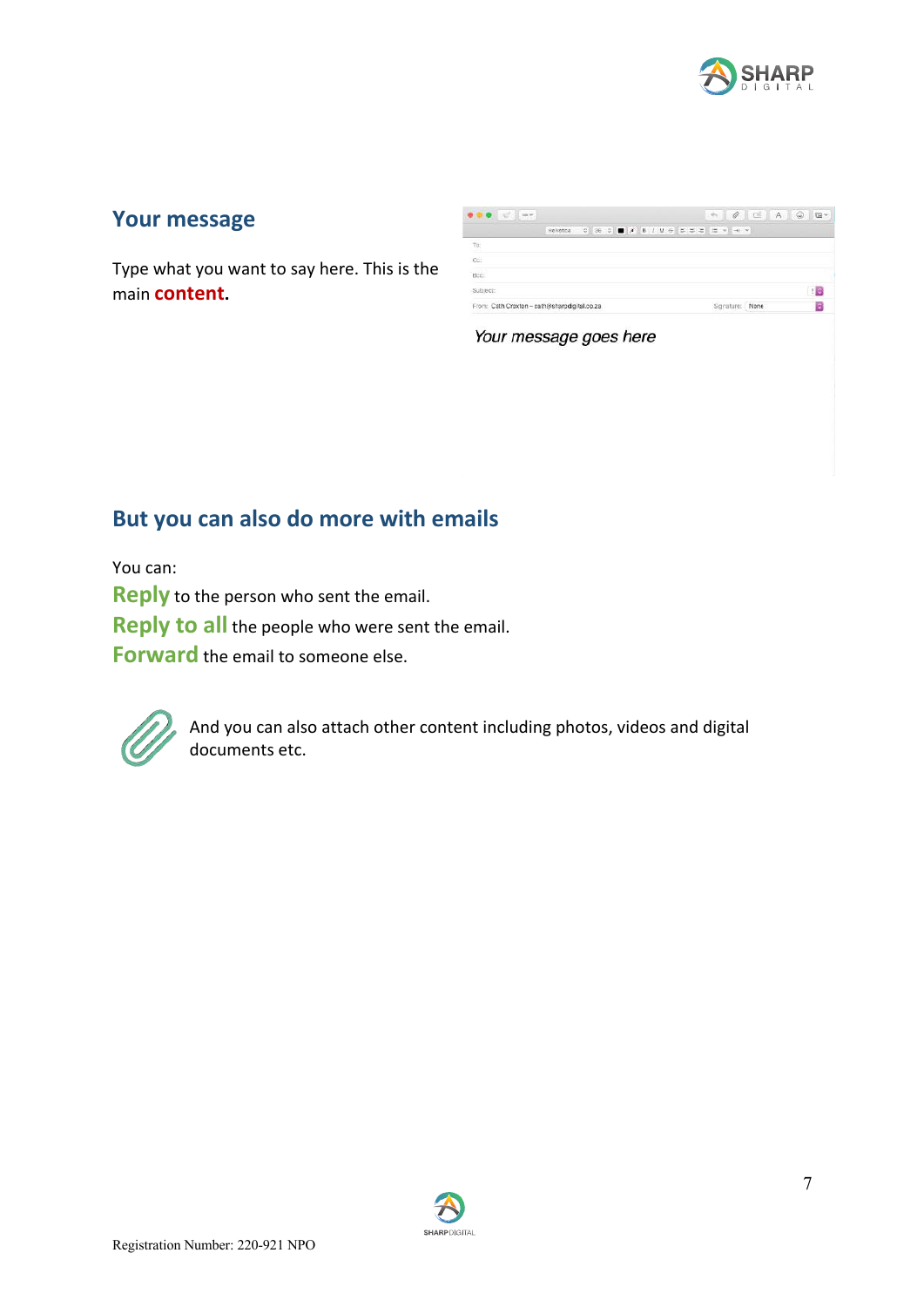## Your message

Type what you want to say here. This is the main **content**.

## But you can also do more with emails

You can:

**Reply** to the person who sent the email.

**Reply to all** the people who were sent the email.

**Forward** the email to someone else.

And you can also attach other content including photos, videos and digital documents etc.

Registration Number: 220-921 NPO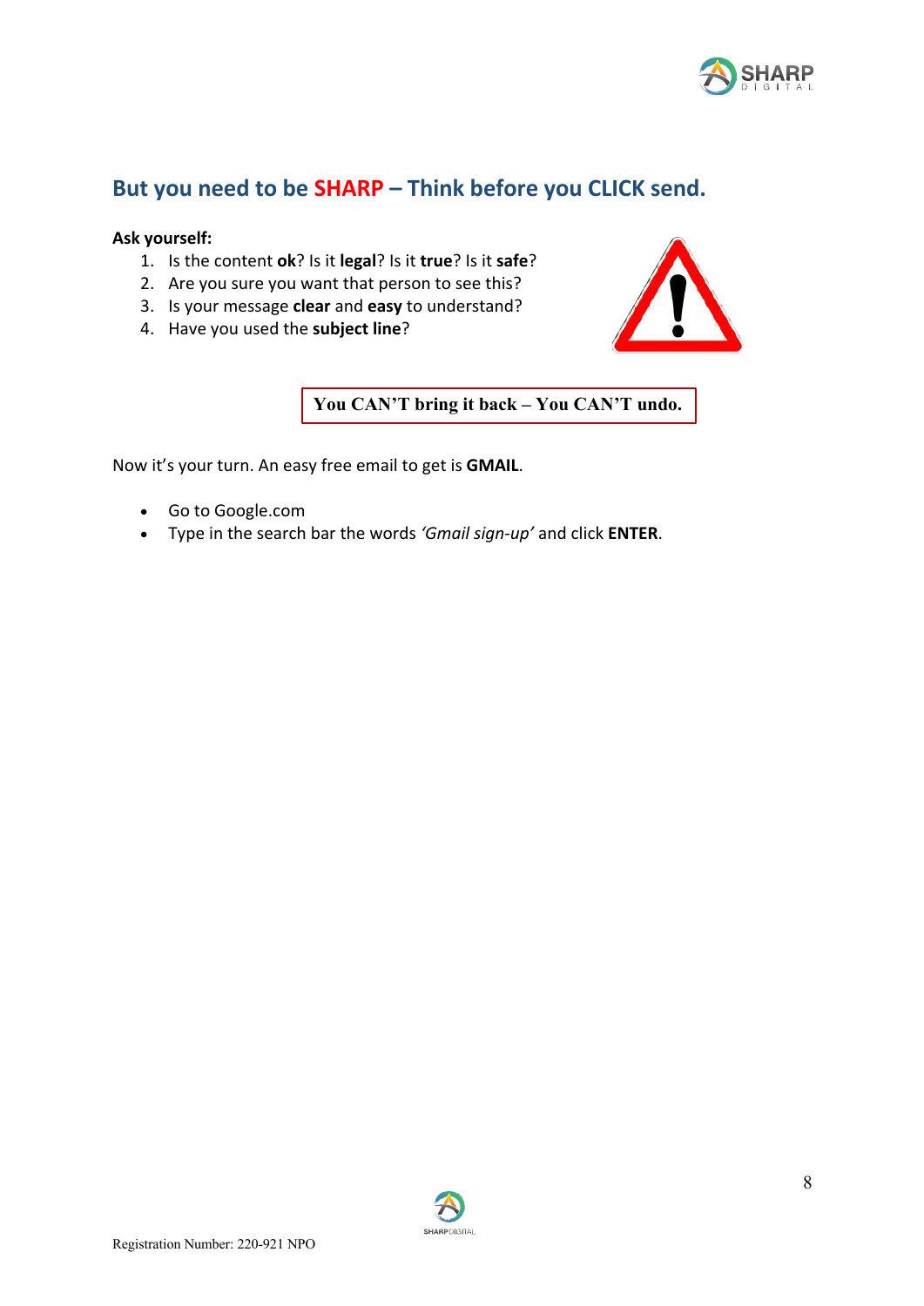## But you need to be SHARP – Think before you CLICK send.

**Ask yourself:**

1. Is the content **ok**? Is it **legal**? Is it **true**? Is it **safe**?
2. Are you sure you want that person to see this?
3. Is your message **clear** and **easy** to understand?
4. Have you used the **subject line**?

**You CAN'T bring it back – You CAN'T undo.**

Now it's your turn. An easy free email to get is **GMAIL**.

- Go to Google.com
- Type in the search bar the words *'Gmail sign-up'* and click **ENTER**.

Registration Number: 220-921 NPO